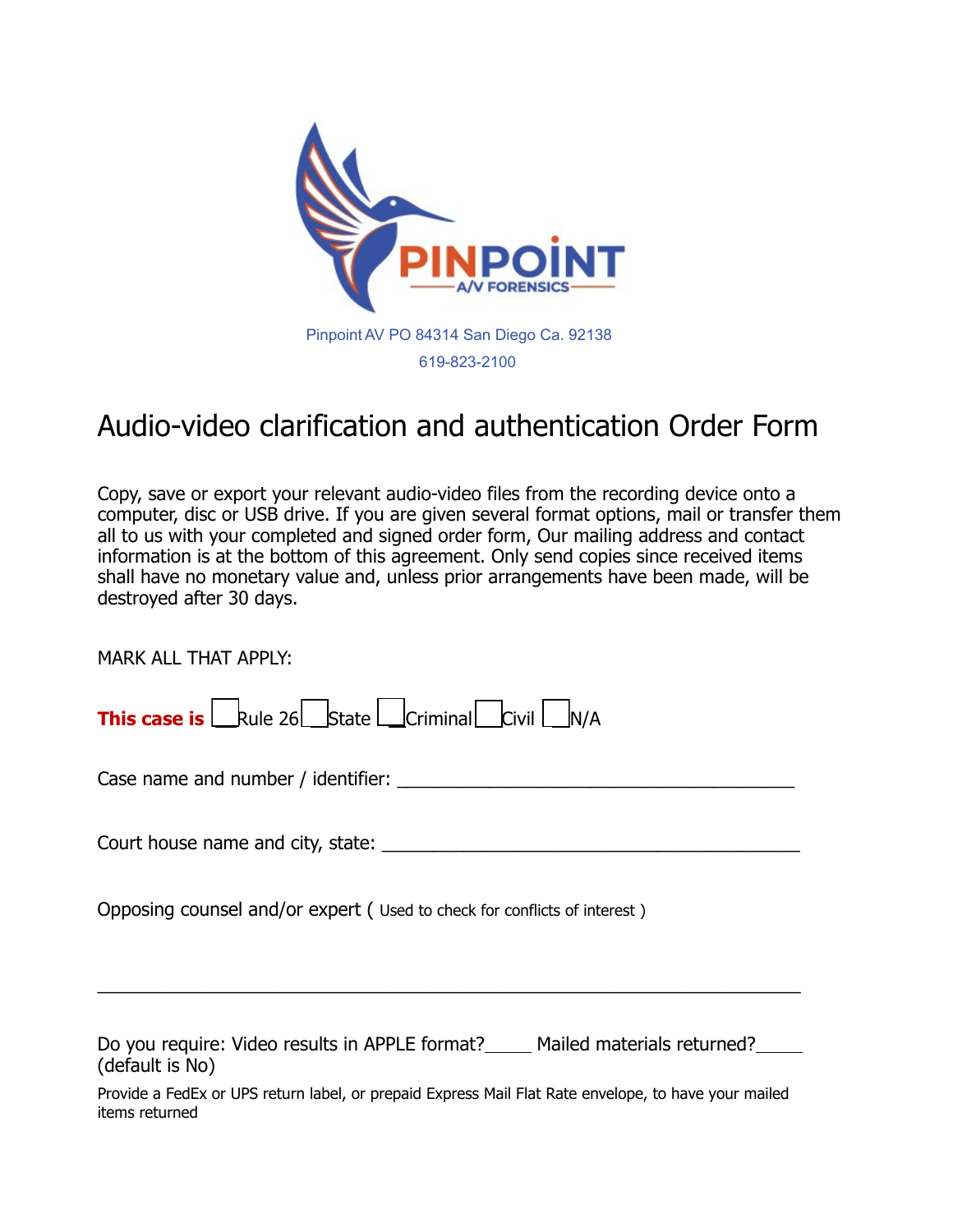PINPOINT
A/V FORENSICS

Pinpoint AV PO 84314 San Diego Ca. 92138

619-823-2100

# Audio-video clarification and authentication Order Form

Copy, save or export your relevant audio-video files from the recording device onto a computer, disc or USB drive. If you are given several format options, mail or transfer them all to us with your completed and signed order form, Our mailing address and contact information is at the bottom of this agreement. Only send copies since received items shall have no monetary value and, unless prior arrangements have been made, will be destroyed after 30 days.

MARK ALL THAT APPLY:

**This case is** ☐ Rule 26 ☐ State ☐ Criminal ☐ Civil ☐ N/A

Case name and number / identifier: ________________________________________

Court house name and city, state: __________________________________________

Opposing counsel and/or expert ( Used to check for conflicts of interest )

_______________________________________________________________________

Do you require: Video results in APPLE format?_____ Mailed materials returned?_____
(default is No)

Provide a FedEx or UPS return label, or prepaid Express Mail Flat Rate envelope, to have your mailed items returned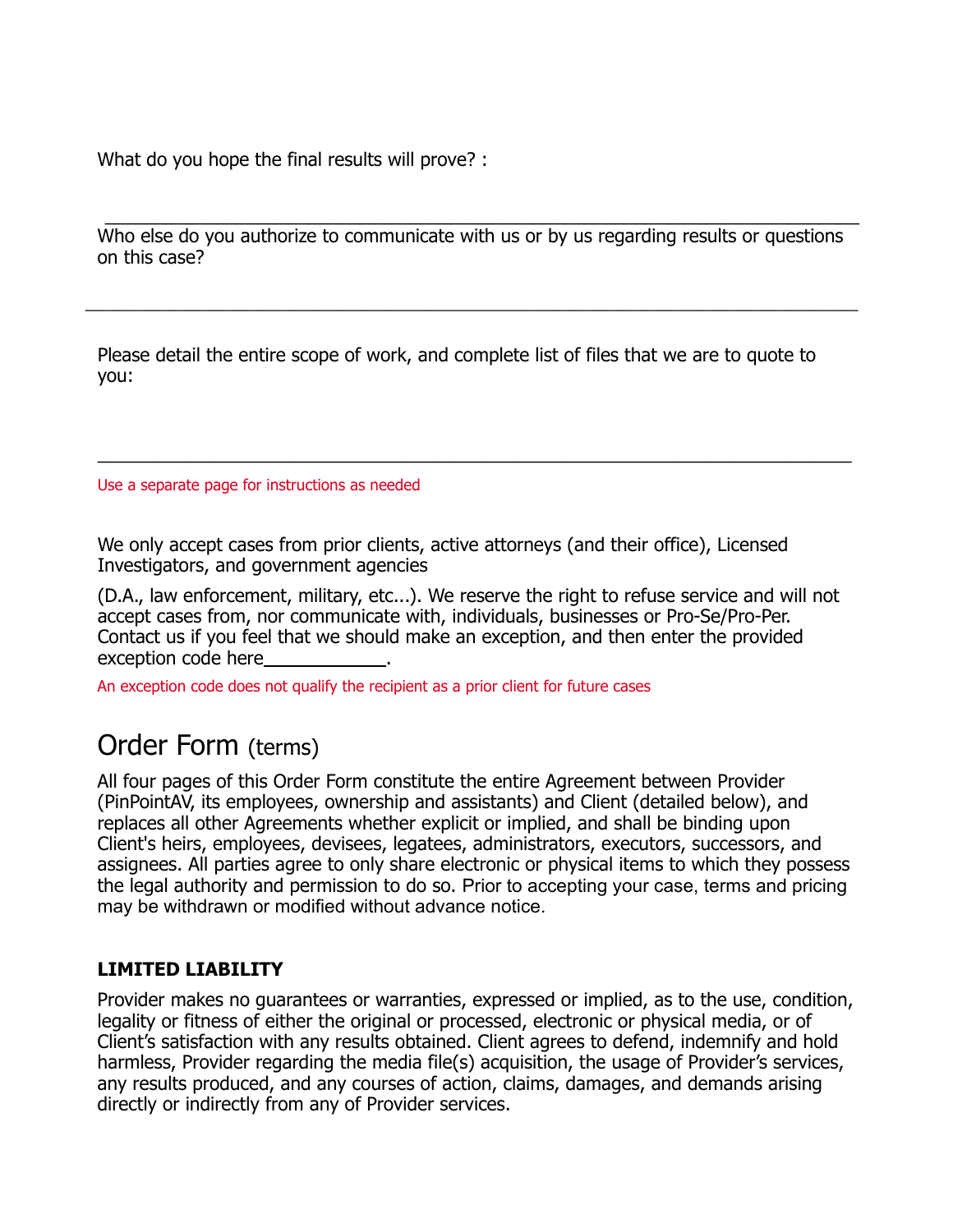What do you hope the final results will prove? :

\_\_\_\_\_\_\_\_\_\_\_\_\_\_\_\_\_\_\_\_\_\_\_\_\_\_\_\_\_\_\_\_\_\_\_\_\_\_\_\_\_\_\_\_\_\_\_\_\_\_\_\_\_\_\_\_\_\_\_\_\_\_\_\_

Who else do you authorize to communicate with us or by us regarding results or questions on this case?

\_\_\_\_\_\_\_\_\_\_\_\_\_\_\_\_\_\_\_\_\_\_\_\_\_\_\_\_\_\_\_\_\_\_\_\_\_\_\_\_\_\_\_\_\_\_\_\_\_\_\_\_\_\_\_\_\_\_\_\_\_\_\_\_

Please detail the entire scope of work, and complete list of files that we are to quote to you:

\_\_\_\_\_\_\_\_\_\_\_\_\_\_\_\_\_\_\_\_\_\_\_\_\_\_\_\_\_\_\_\_\_\_\_\_\_\_\_\_\_\_\_\_\_\_\_\_\_\_\_\_\_\_\_\_\_\_\_\_\_\_\_\_

Use a separate page for instructions as needed

We only accept cases from prior clients, active attorneys (and their office), Licensed Investigators, and government agencies

(D.A., law enforcement, military, etc...). We reserve the right to refuse service and will not accept cases from, nor communicate with, individuals, businesses or Pro-Se/Pro-Per. Contact us if you feel that we should make an exception, and then enter the provided exception code here\_\_\_\_\_\_\_\_\_\_\_\_.

An exception code does not qualify the recipient as a prior client for future cases

# Order Form (terms)

All four pages of this Order Form constitute the entire Agreement between Provider (PinPointAV, its employees, ownership and assistants) and Client (detailed below), and replaces all other Agreements whether explicit or implied, and shall be binding upon Client's heirs, employees, devisees, legatees, administrators, executors, successors, and assignees. All parties agree to only share electronic or physical items to which they possess the legal authority and permission to do so. Prior to accepting your case, terms and pricing may be withdrawn or modified without advance notice.

**LIMITED LIABILITY**

Provider makes no guarantees or warranties, expressed or implied, as to the use, condition, legality or fitness of either the original or processed, electronic or physical media, or of Client's satisfaction with any results obtained. Client agrees to defend, indemnify and hold harmless, Provider regarding the media file(s) acquisition, the usage of Provider's services, any results produced, and any courses of action, claims, damages, and demands arising directly or indirectly from any of Provider services.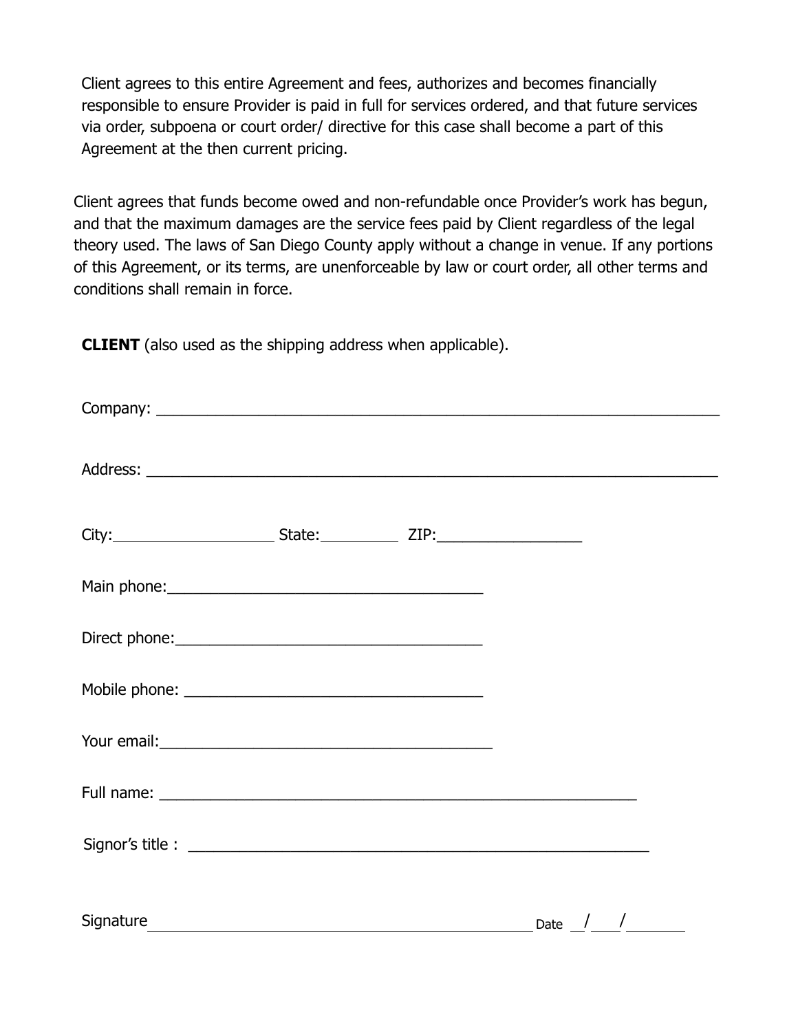Client agrees to this entire Agreement and fees, authorizes and becomes financially responsible to ensure Provider is paid in full for services ordered, and that future services via order, subpoena or court order/ directive for this case shall become a part of this Agreement at the then current pricing.

Client agrees that funds become owed and non-refundable once Provider's work has begun, and that the maximum damages are the service fees paid by Client regardless of the legal theory used. The laws of San Diego County apply without a change in venue. If any portions of this Agreement, or its terms, are unenforceable by law or court order, all other terms and conditions shall remain in force.

**CLIENT** (also used as the shipping address when applicable).

Company: ___________________________________________________________________

Address: ___________________________________________________________________

City:___________________ State:_________ ZIP:________________

Main phone:_____________________________________

Direct phone:___________________________________

Mobile phone: __________________________________

Your email:_______________________________________

Full name: _________________________________________________________

Signor's title : _______________________________________________________

Signature _______________________________________________ Date __/___/_______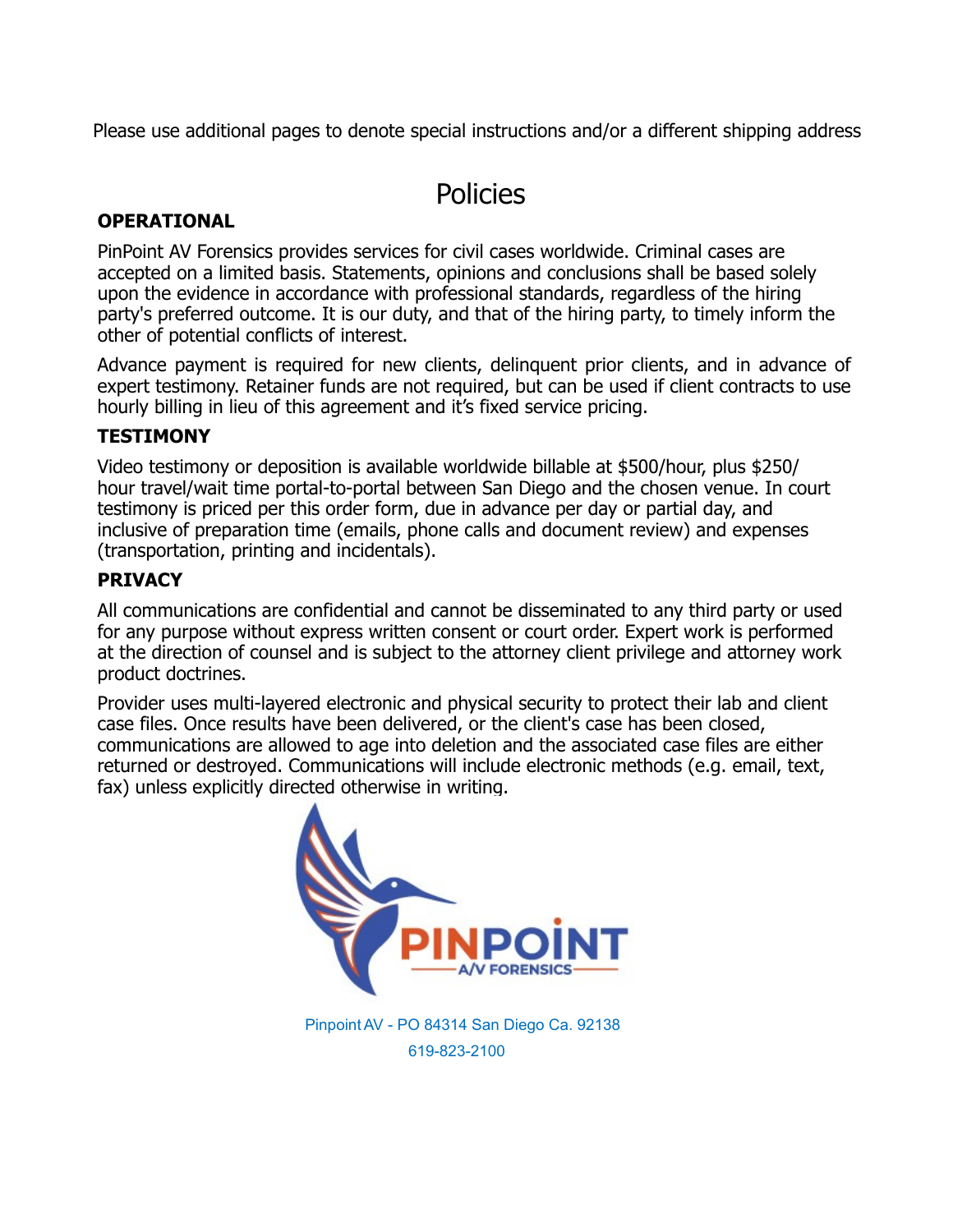Please use additional pages to denote special instructions and/or a different shipping address

# Policies

### OPERATIONAL

PinPoint AV Forensics provides services for civil cases worldwide. Criminal cases are accepted on a limited basis. Statements, opinions and conclusions shall be based solely upon the evidence in accordance with professional standards, regardless of the hiring party's preferred outcome. It is our duty, and that of the hiring party, to timely inform the other of potential conflicts of interest.

Advance payment is required for new clients, delinquent prior clients, and in advance of expert testimony. Retainer funds are not required, but can be used if client contracts to use hourly billing in lieu of this agreement and it's fixed service pricing.

### TESTIMONY

Video testimony or deposition is available worldwide billable at $500/hour, plus $250/hour travel/wait time portal-to-portal between San Diego and the chosen venue. In court testimony is priced per this order form, due in advance per day or partial day, and inclusive of preparation time (emails, phone calls and document review) and expenses (transportation, printing and incidentals).

### PRIVACY

All communications are confidential and cannot be disseminated to any third party or used for any purpose without express written consent or court order. Expert work is performed at the direction of counsel and is subject to the attorney client privilege and attorney work product doctrines.

Provider uses multi-layered electronic and physical security to protect their lab and client case files. Once results have been delivered, or the client's case has been closed, communications are allowed to age into deletion and the associated case files are either returned or destroyed. Communications will include electronic methods (e.g. email, text, fax) unless explicitly directed otherwise in writing.

PINPOINT
A/V FORENSICS

Pinpoint AV - PO 84314 San Diego Ca. 92138

619-823-2100